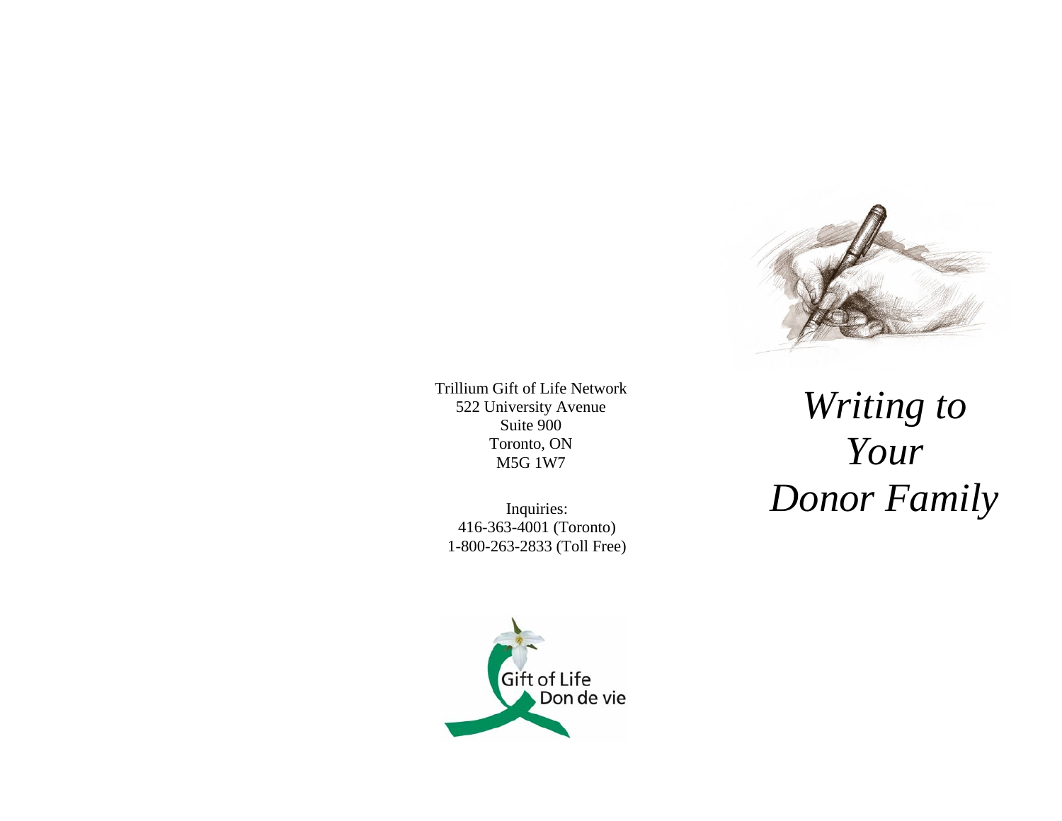# *Writing to Your Donor Family*

Trillium Gift of Life Network
522 University Avenue
Suite 900
Toronto, ON
M5G 1W7

Inquiries:
416-363-4001 (Toronto)
1-800-263-2833 (Toll Free)

Gift of Life
Don de vie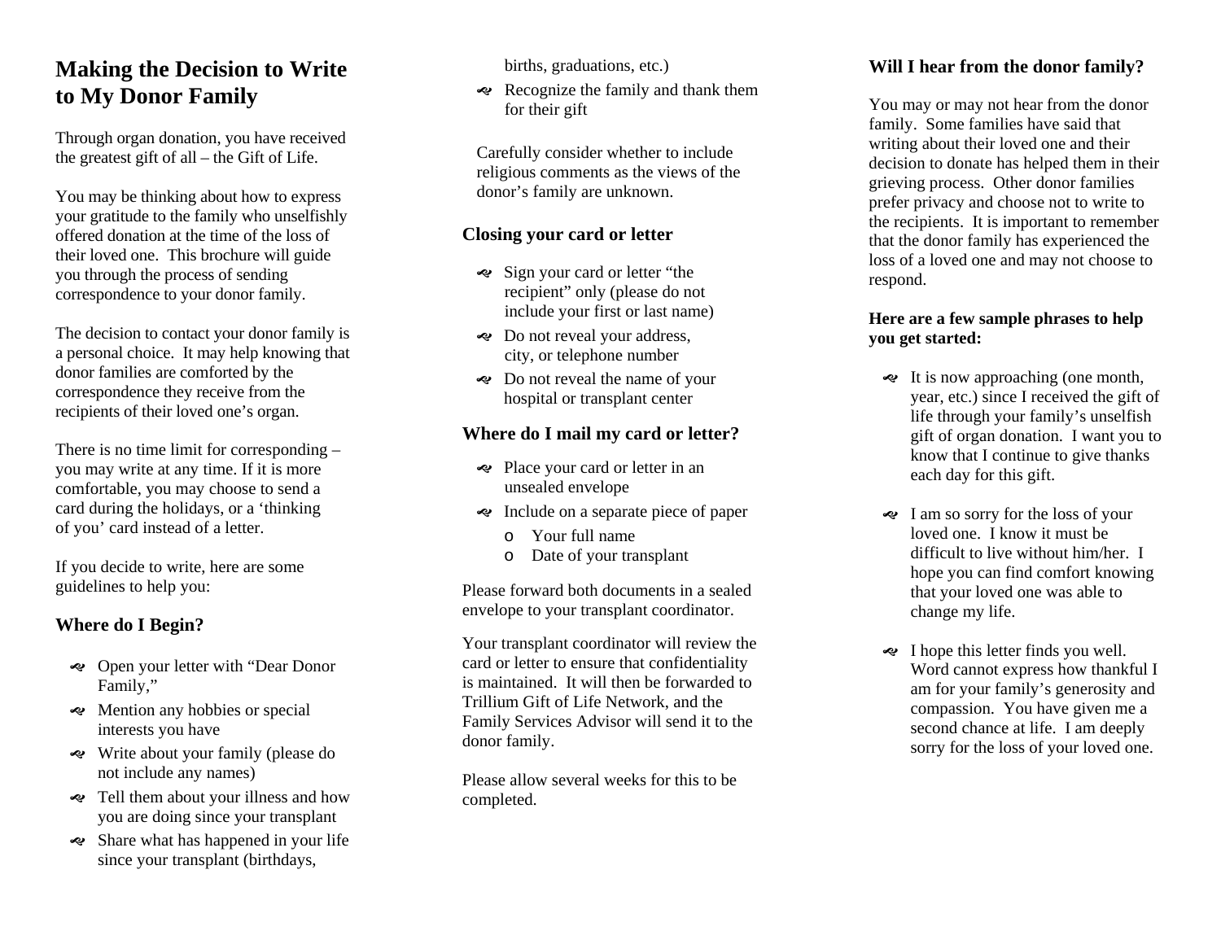# Making the Decision to Write to My Donor Family

Through organ donation, you have received the greatest gift of all – the Gift of Life.

You may be thinking about how to express your gratitude to the family who unselfishly offered donation at the time of the loss of their loved one. This brochure will guide you through the process of sending correspondence to your donor family.

The decision to contact your donor family is a personal choice. It may help knowing that donor families are comforted by the correspondence they receive from the recipients of their loved one's organ.

There is no time limit for corresponding – you may write at any time. If it is more comfortable, you may choose to send a card during the holidays, or a 'thinking of you' card instead of a letter.

If you decide to write, here are some guidelines to help you:

## Where do I Begin?

- Open your letter with "Dear Donor Family,"
- Mention any hobbies or special interests you have
- Write about your family (please do not include any names)
- Tell them about your illness and how you are doing since your transplant
- Share what has happened in your life since your transplant (birthdays, births, graduations, etc.)
- Recognize the family and thank them for their gift

Carefully consider whether to include religious comments as the views of the donor's family are unknown.

## Closing your card or letter

- Sign your card or letter "the recipient" only (please do not include your first or last name)
- Do not reveal your address, city, or telephone number
- Do not reveal the name of your hospital or transplant center

## Where do I mail my card or letter?

- Place your card or letter in an unsealed envelope
- Include on a separate piece of paper
  - Your full name
  - Date of your transplant

Please forward both documents in a sealed envelope to your transplant coordinator.

Your transplant coordinator will review the card or letter to ensure that confidentiality is maintained. It will then be forwarded to Trillium Gift of Life Network, and the Family Services Advisor will send it to the donor family.

Please allow several weeks for this to be completed.

## Will I hear from the donor family?

You may or may not hear from the donor family. Some families have said that writing about their loved one and their decision to donate has helped them in their grieving process. Other donor families prefer privacy and choose not to write to the recipients. It is important to remember that the donor family has experienced the loss of a loved one and may not choose to respond.

**Here are a few sample phrases to help you get started:**

- It is now approaching (one month, year, etc.) since I received the gift of life through your family's unselfish gift of organ donation. I want you to know that I continue to give thanks each day for this gift.

- I am so sorry for the loss of your loved one. I know it must be difficult to live without him/her. I hope you can find comfort knowing that your loved one was able to change my life.

- I hope this letter finds you well. Word cannot express how thankful I am for your family's generosity and compassion. You have given me a second chance at life. I am deeply sorry for the loss of your loved one.